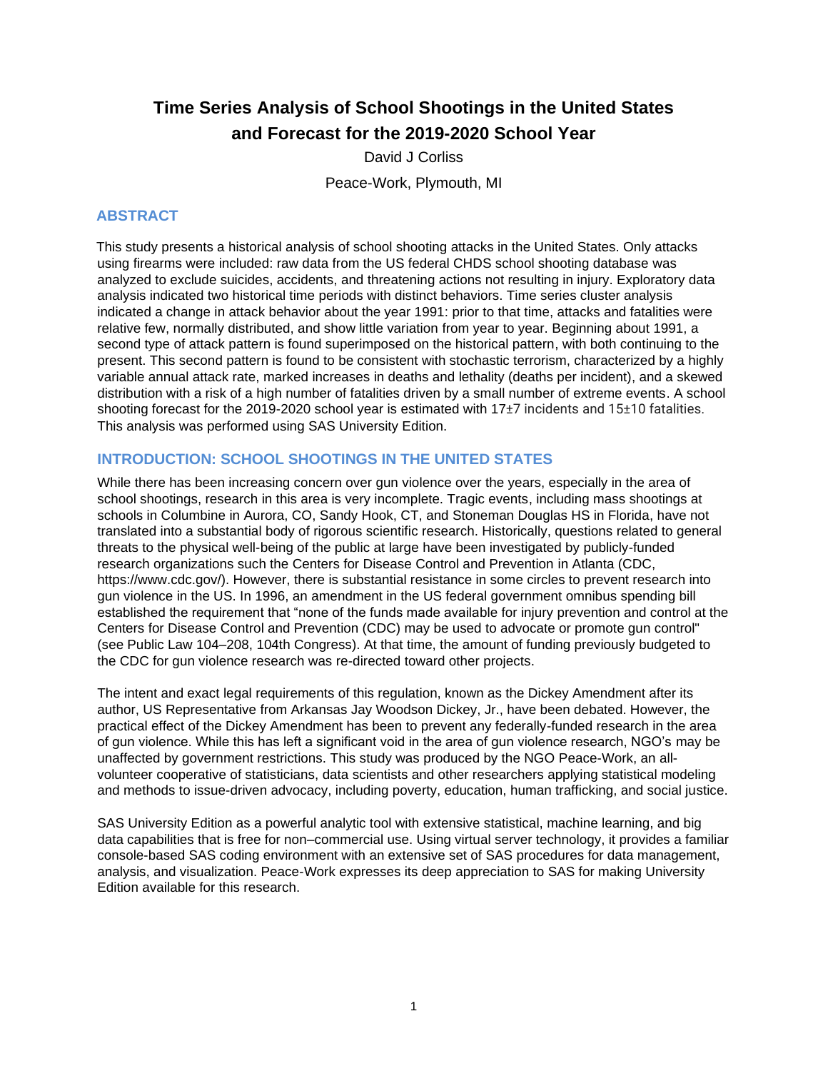# Time Series Analysis of School Shootings in the United States and Forecast for the 2019-2020 School Year

David J Corliss

Peace-Work, Plymouth, MI

## ABSTRACT

This study presents a historical analysis of school shooting attacks in the United States. Only attacks using firearms were included: raw data from the US federal CHDS school shooting database was analyzed to exclude suicides, accidents, and threatening actions not resulting in injury. Exploratory data analysis indicated two historical time periods with distinct behaviors. Time series cluster analysis indicated a change in attack behavior about the year 1991: prior to that time, attacks and fatalities were relative few, normally distributed, and show little variation from year to year. Beginning about 1991, a second type of attack pattern is found superimposed on the historical pattern, with both continuing to the present. This second pattern is found to be consistent with stochastic terrorism, characterized by a highly variable annual attack rate, marked increases in deaths and lethality (deaths per incident), and a skewed distribution with a risk of a high number of fatalities driven by a small number of extreme events. A school shooting forecast for the 2019-2020 school year is estimated with 17±7 incidents and 15±10 fatalities. This analysis was performed using SAS University Edition.

## INTRODUCTION: SCHOOL SHOOTINGS IN THE UNITED STATES

While there has been increasing concern over gun violence over the years, especially in the area of school shootings, research in this area is very incomplete. Tragic events, including mass shootings at schools in Columbine in Aurora, CO, Sandy Hook, CT, and Stoneman Douglas HS in Florida, have not translated into a substantial body of rigorous scientific research. Historically, questions related to general threats to the physical well-being of the public at large have been investigated by publicly-funded research organizations such the Centers for Disease Control and Prevention in Atlanta (CDC, https://www.cdc.gov/). However, there is substantial resistance in some circles to prevent research into gun violence in the US. In 1996, an amendment in the US federal government omnibus spending bill established the requirement that "none of the funds made available for injury prevention and control at the Centers for Disease Control and Prevention (CDC) may be used to advocate or promote gun control" (see Public Law 104–208, 104th Congress). At that time, the amount of funding previously budgeted to the CDC for gun violence research was re-directed toward other projects.

The intent and exact legal requirements of this regulation, known as the Dickey Amendment after its author, US Representative from Arkansas Jay Woodson Dickey, Jr., have been debated. However, the practical effect of the Dickey Amendment has been to prevent any federally-funded research in the area of gun violence. While this has left a significant void in the area of gun violence research, NGO's may be unaffected by government restrictions. This study was produced by the NGO Peace-Work, an all-volunteer cooperative of statisticians, data scientists and other researchers applying statistical modeling and methods to issue-driven advocacy, including poverty, education, human trafficking, and social justice.

SAS University Edition as a powerful analytic tool with extensive statistical, machine learning, and big data capabilities that is free for non–commercial use. Using virtual server technology, it provides a familiar console-based SAS coding environment with an extensive set of SAS procedures for data management, analysis, and visualization. Peace-Work expresses its deep appreciation to SAS for making University Edition available for this research.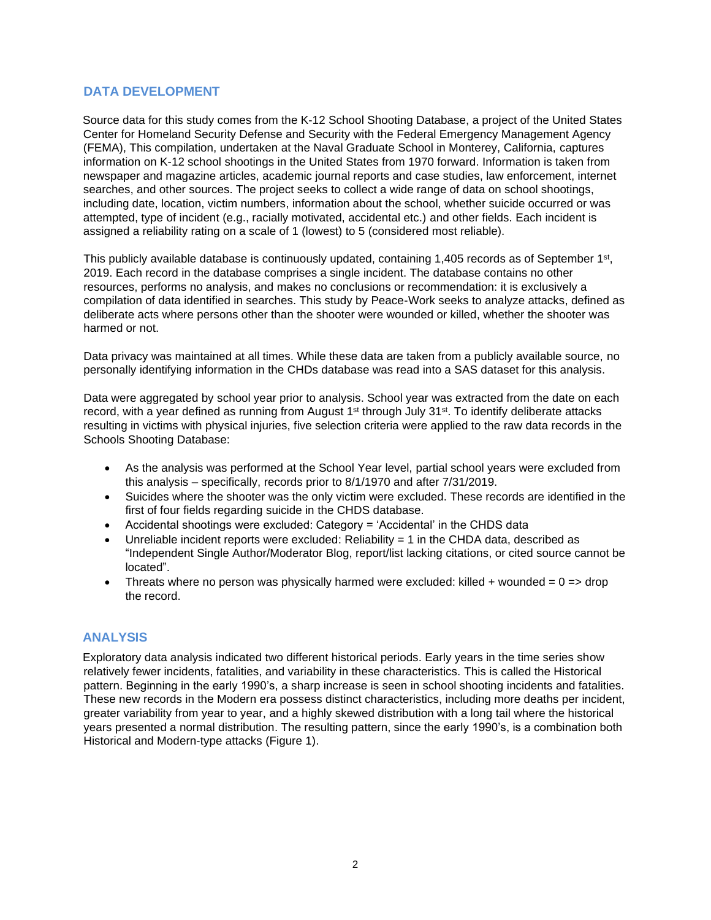## DATA DEVELOPMENT

Source data for this study comes from the K-12 School Shooting Database, a project of the United States Center for Homeland Security Defense and Security with the Federal Emergency Management Agency (FEMA), This compilation, undertaken at the Naval Graduate School in Monterey, California, captures information on K-12 school shootings in the United States from 1970 forward. Information is taken from newspaper and magazine articles, academic journal reports and case studies, law enforcement, internet searches, and other sources. The project seeks to collect a wide range of data on school shootings, including date, location, victim numbers, information about the school, whether suicide occurred or was attempted, type of incident (e.g., racially motivated, accidental etc.) and other fields. Each incident is assigned a reliability rating on a scale of 1 (lowest) to 5 (considered most reliable).

This publicly available database is continuously updated, containing 1,405 records as of September 1st, 2019. Each record in the database comprises a single incident. The database contains no other resources, performs no analysis, and makes no conclusions or recommendation: it is exclusively a compilation of data identified in searches. This study by Peace-Work seeks to analyze attacks, defined as deliberate acts where persons other than the shooter were wounded or killed, whether the shooter was harmed or not.

Data privacy was maintained at all times. While these data are taken from a publicly available source, no personally identifying information in the CHDs database was read into a SAS dataset for this analysis.

Data were aggregated by school year prior to analysis. School year was extracted from the date on each record, with a year defined as running from August 1st through July 31st. To identify deliberate attacks resulting in victims with physical injuries, five selection criteria were applied to the raw data records in the Schools Shooting Database:

- As the analysis was performed at the School Year level, partial school years were excluded from this analysis – specifically, records prior to 8/1/1970 and after 7/31/2019.
- Suicides where the shooter was the only victim were excluded. These records are identified in the first of four fields regarding suicide in the CHDS database.
- Accidental shootings were excluded: Category = 'Accidental' in the CHDS data
- Unreliable incident reports were excluded: Reliability = 1 in the CHDA data, described as "Independent Single Author/Moderator Blog, report/list lacking citations, or cited source cannot be located".
- Threats where no person was physically harmed were excluded: killed + wounded = 0 => drop the record.

## ANALYSIS

Exploratory data analysis indicated two different historical periods. Early years in the time series show relatively fewer incidents, fatalities, and variability in these characteristics. This is called the Historical pattern. Beginning in the early 1990's, a sharp increase is seen in school shooting incidents and fatalities. These new records in the Modern era possess distinct characteristics, including more deaths per incident, greater variability from year to year, and a highly skewed distribution with a long tail where the historical years presented a normal distribution. The resulting pattern, since the early 1990's, is a combination both Historical and Modern-type attacks (Figure 1).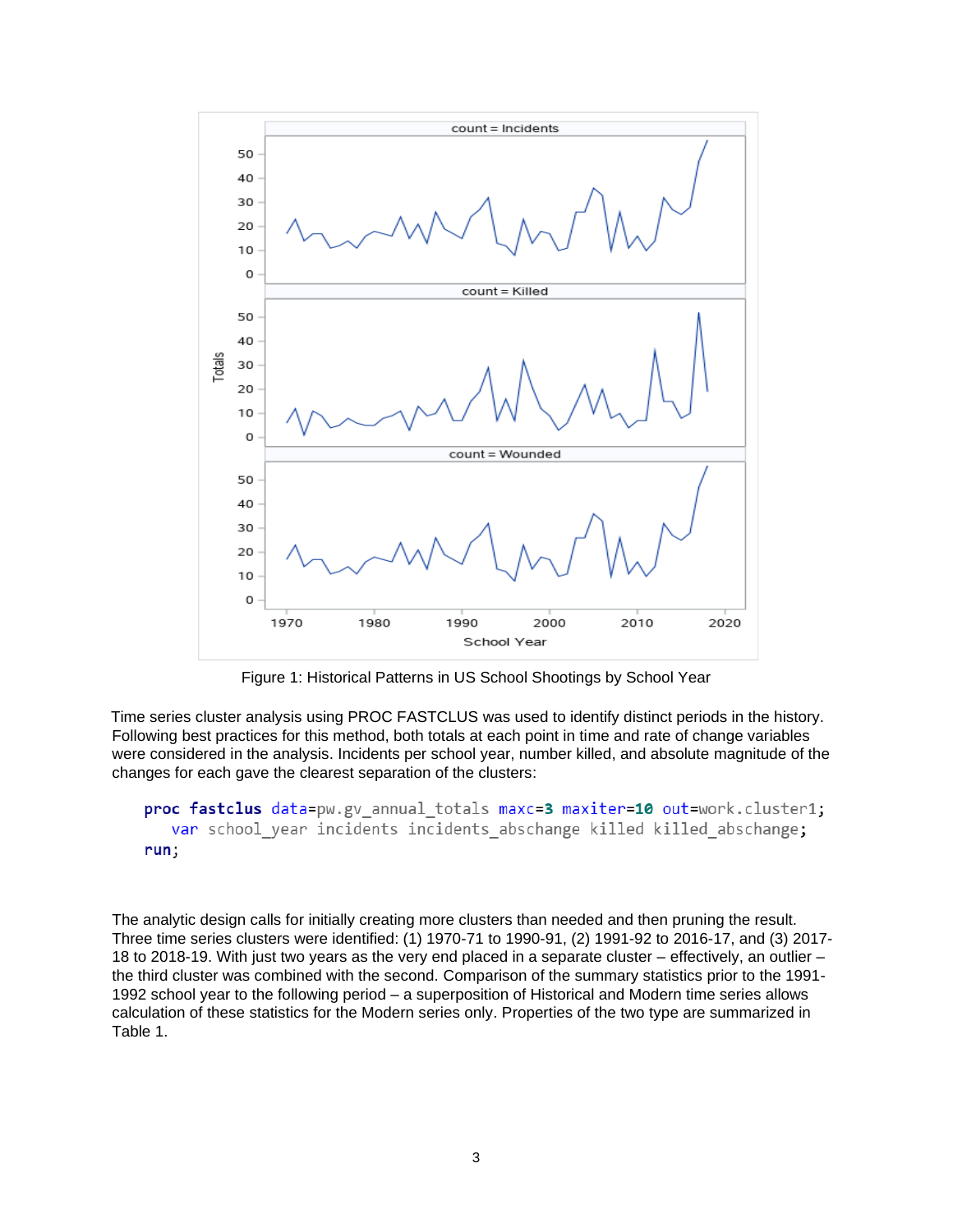Figure 1: Historical Patterns in US School Shootings by School Year

Time series cluster analysis using PROC FASTCLUS was used to identify distinct periods in the history. Following best practices for this method, both totals at each point in time and rate of change variables were considered in the analysis. Incidents per school year, number killed, and absolute magnitude of the changes for each gave the clearest separation of the clusters:

```
proc fastclus data=pw.gv_annual_totals maxc=3 maxiter=10 out=work.cluster1;
   var school_year incidents incidents_abschange killed killed_abschange;
run;
```

The analytic design calls for initially creating more clusters than needed and then pruning the result. Three time series clusters were identified: (1) 1970-71 to 1990-91, (2) 1991-92 to 2016-17, and (3) 2017-18 to 2018-19. With just two years as the very end placed in a separate cluster – effectively, an outlier – the third cluster was combined with the second. Comparison of the summary statistics prior to the 1991-1992 school year to the following period – a superposition of Historical and Modern time series allows calculation of these statistics for the Modern series only. Properties of the two type are summarized in Table 1.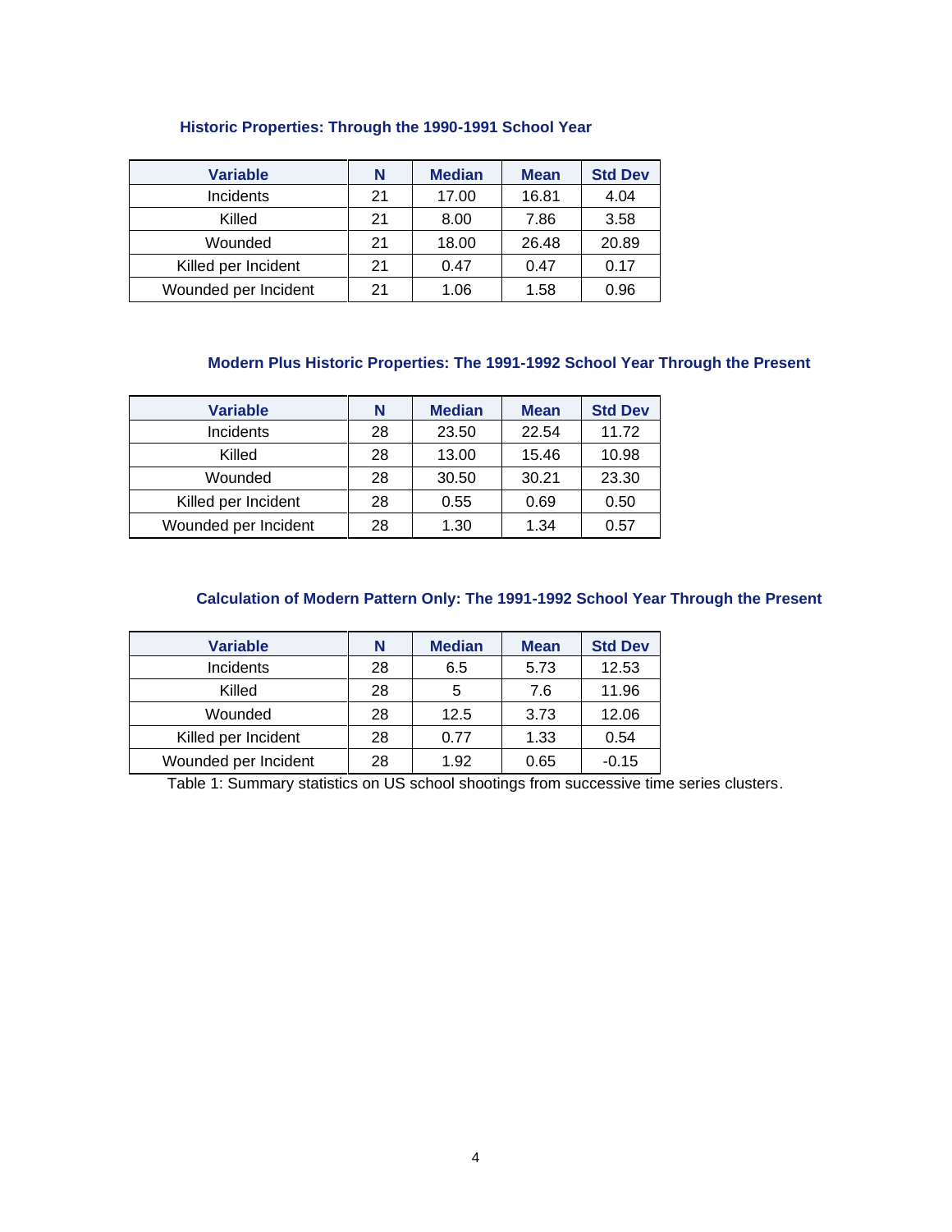### Historic Properties: Through the 1990-1991 School Year

| Variable | N | Median | Mean | Std Dev |
|---|---|---|---|---|
| Incidents | 21 | 17.00 | 16.81 | 4.04 |
| Killed | 21 | 8.00 | 7.86 | 3.58 |
| Wounded | 21 | 18.00 | 26.48 | 20.89 |
| Killed per Incident | 21 | 0.47 | 0.47 | 0.17 |
| Wounded per Incident | 21 | 1.06 | 1.58 | 0.96 |

### Modern Plus Historic Properties: The 1991-1992 School Year Through the Present

| Variable | N | Median | Mean | Std Dev |
|---|---|---|---|---|
| Incidents | 28 | 23.50 | 22.54 | 11.72 |
| Killed | 28 | 13.00 | 15.46 | 10.98 |
| Wounded | 28 | 30.50 | 30.21 | 23.30 |
| Killed per Incident | 28 | 0.55 | 0.69 | 0.50 |
| Wounded per Incident | 28 | 1.30 | 1.34 | 0.57 |

### Calculation of Modern Pattern Only: The 1991-1992 School Year Through the Present

| Variable | N | Median | Mean | Std Dev |
|---|---|---|---|---|
| Incidents | 28 | 6.5 | 5.73 | 12.53 |
| Killed | 28 | 5 | 7.6 | 11.96 |
| Wounded | 28 | 12.5 | 3.73 | 12.06 |
| Killed per Incident | 28 | 0.77 | 1.33 | 0.54 |
| Wounded per Incident | 28 | 1.92 | 0.65 | -0.15 |

Table 1: Summary statistics on US school shootings from successive time series clusters.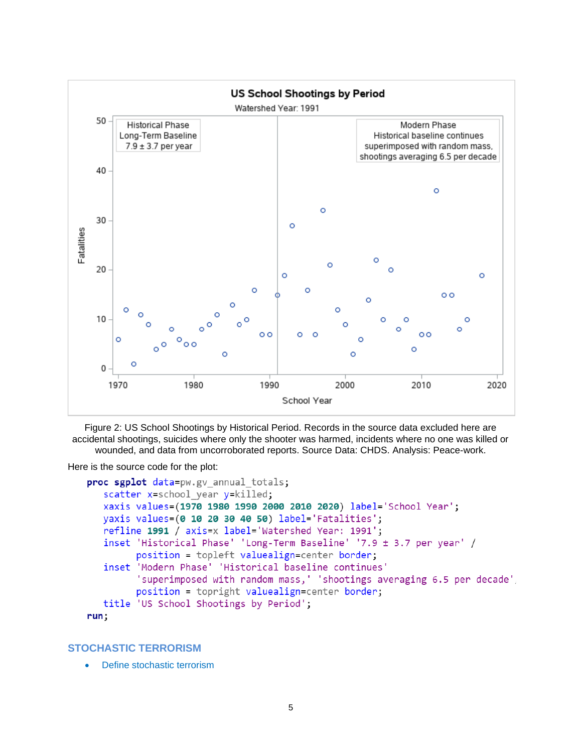Figure 2: US School Shootings by Historical Period. Records in the source data excluded here are accidental shootings, suicides where only the shooter was harmed, incidents where no one was killed or wounded, and data from uncorroborated reports. Source Data: CHDS. Analysis: Peace-work.

Here is the source code for the plot:

```
proc sgplot data=pw.gv_annual_totals;
   scatter x=school_year y=killed;
   xaxis values=(1970 1980 1990 2000 2010 2020) label='School Year';
   yaxis values=(0 10 20 30 40 50) label='Fatalities';
   refline 1991 / axis=x label='Watershed Year: 1991';
   inset 'Historical Phase' 'Long-Term Baseline' '7.9 ± 3.7 per year' /
         position = topleft valuealign=center border;
   inset 'Modern Phase' 'Historical baseline continues'
         'superimposed with random mass,' 'shootings averaging 6.5 per decade'
         position = topright valuealign=center border;
   title 'US School Shootings by Period';
run;
```

## STOCHASTIC TERRORISM

- Define stochastic terrorism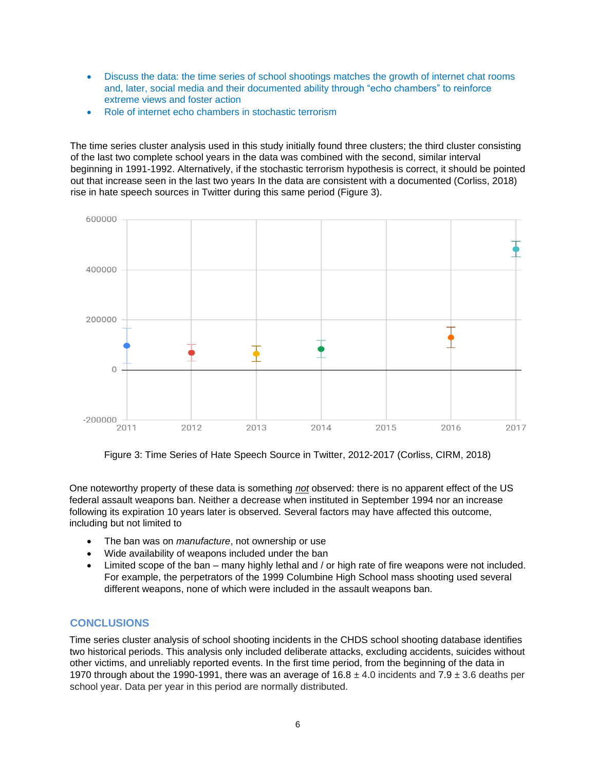- Discuss the data: the time series of school shootings matches the growth of internet chat rooms and, later, social media and their documented ability through "echo chambers" to reinforce extreme views and foster action
- Role of internet echo chambers in stochastic terrorism

The time series cluster analysis used in this study initially found three clusters; the third cluster consisting of the last two complete school years in the data was combined with the second, similar interval beginning in 1991-1992. Alternatively, if the stochastic terrorism hypothesis is correct, it should be pointed out that increase seen in the last two years In the data are consistent with a documented (Corliss, 2018) rise in hate speech sources in Twitter during this same period (Figure 3).

Figure 3: Time Series of Hate Speech Source in Twitter, 2012-2017 (Corliss, CIRM, 2018)

One noteworthy property of these data is something ***not*** observed: there is no apparent effect of the US federal assault weapons ban. Neither a decrease when instituted in September 1994 nor an increase following its expiration 10 years later is observed. Several factors may have affected this outcome, including but not limited to

- The ban was on *manufacture*, not ownership or use
- Wide availability of weapons included under the ban
- Limited scope of the ban – many highly lethal and / or high rate of fire weapons were not included. For example, the perpetrators of the 1999 Columbine High School mass shooting used several different weapons, none of which were included in the assault weapons ban.

## CONCLUSIONS

Time series cluster analysis of school shooting incidents in the CHDS school shooting database identifies two historical periods. This analysis only included deliberate attacks, excluding accidents, suicides without other victims, and unreliably reported events. In the first time period, from the beginning of the data in 1970 through about the 1990-1991, there was an average of 16.8 ± 4.0 incidents and 7.9 ± 3.6 deaths per school year. Data per year in this period are normally distributed.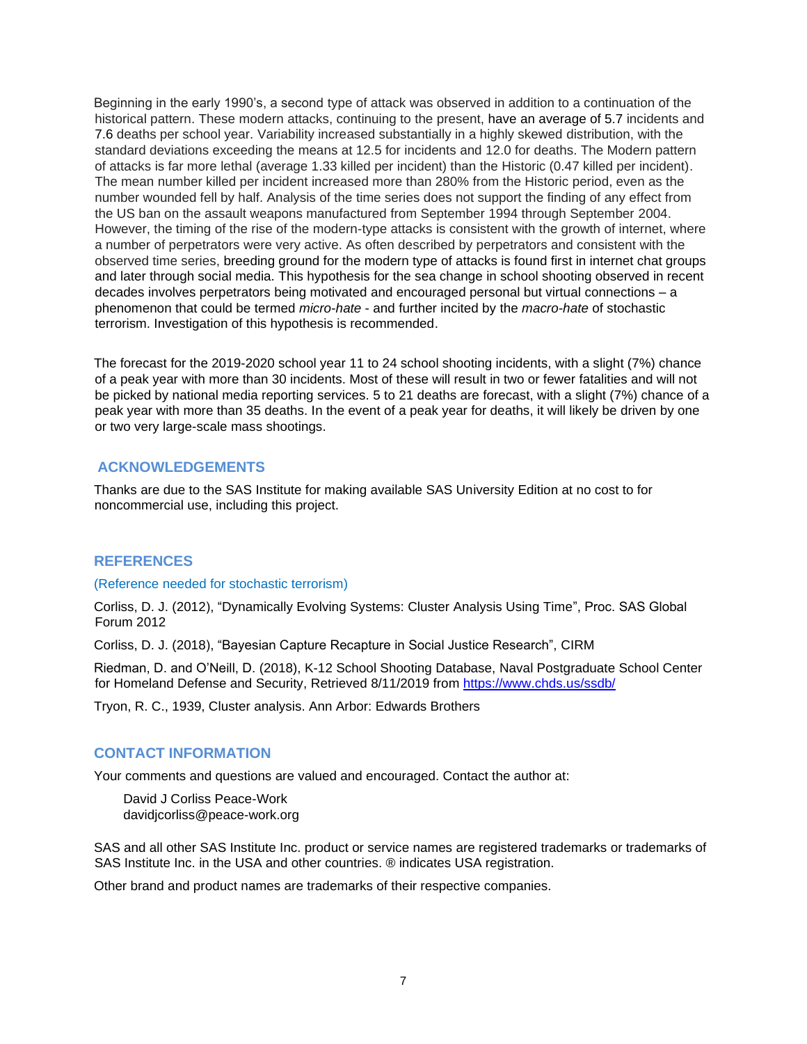Beginning in the early 1990's, a second type of attack was observed in addition to a continuation of the historical pattern. These modern attacks, continuing to the present, have an average of 5.7 incidents and 7.6 deaths per school year. Variability increased substantially in a highly skewed distribution, with the standard deviations exceeding the means at 12.5 for incidents and 12.0 for deaths. The Modern pattern of attacks is far more lethal (average 1.33 killed per incident) than the Historic (0.47 killed per incident). The mean number killed per incident increased more than 280% from the Historic period, even as the number wounded fell by half. Analysis of the time series does not support the finding of any effect from the US ban on the assault weapons manufactured from September 1994 through September 2004. However, the timing of the rise of the modern-type attacks is consistent with the growth of internet, where a number of perpetrators were very active. As often described by perpetrators and consistent with the observed time series, breeding ground for the modern type of attacks is found first in internet chat groups and later through social media. This hypothesis for the sea change in school shooting observed in recent decades involves perpetrators being motivated and encouraged personal but virtual connections – a phenomenon that could be termed *micro-hate* - and further incited by the *macro-hate* of stochastic terrorism. Investigation of this hypothesis is recommended.

The forecast for the 2019-2020 school year 11 to 24 school shooting incidents, with a slight (7%) chance of a peak year with more than 30 incidents. Most of these will result in two or fewer fatalities and will not be picked by national media reporting services. 5 to 21 deaths are forecast, with a slight (7%) chance of a peak year with more than 35 deaths. In the event of a peak year for deaths, it will likely be driven by one or two very large-scale mass shootings.

## ACKNOWLEDGEMENTS

Thanks are due to the SAS Institute for making available SAS University Edition at no cost to for noncommercial use, including this project.

## REFERENCES

(Reference needed for stochastic terrorism)

Corliss, D. J. (2012), "Dynamically Evolving Systems: Cluster Analysis Using Time", Proc. SAS Global Forum 2012

Corliss, D. J. (2018), "Bayesian Capture Recapture in Social Justice Research", CIRM

Riedman, D. and O'Neill, D. (2018), K-12 School Shooting Database, Naval Postgraduate School Center for Homeland Defense and Security, Retrieved 8/11/2019 from https://www.chds.us/ssdb/

Tryon, R. C., 1939, Cluster analysis. Ann Arbor: Edwards Brothers

## CONTACT INFORMATION

Your comments and questions are valued and encouraged. Contact the author at:

David J Corliss Peace-Work
davidjcorliss@peace-work.org

SAS and all other SAS Institute Inc. product or service names are registered trademarks or trademarks of SAS Institute Inc. in the USA and other countries. ® indicates USA registration.

Other brand and product names are trademarks of their respective companies.